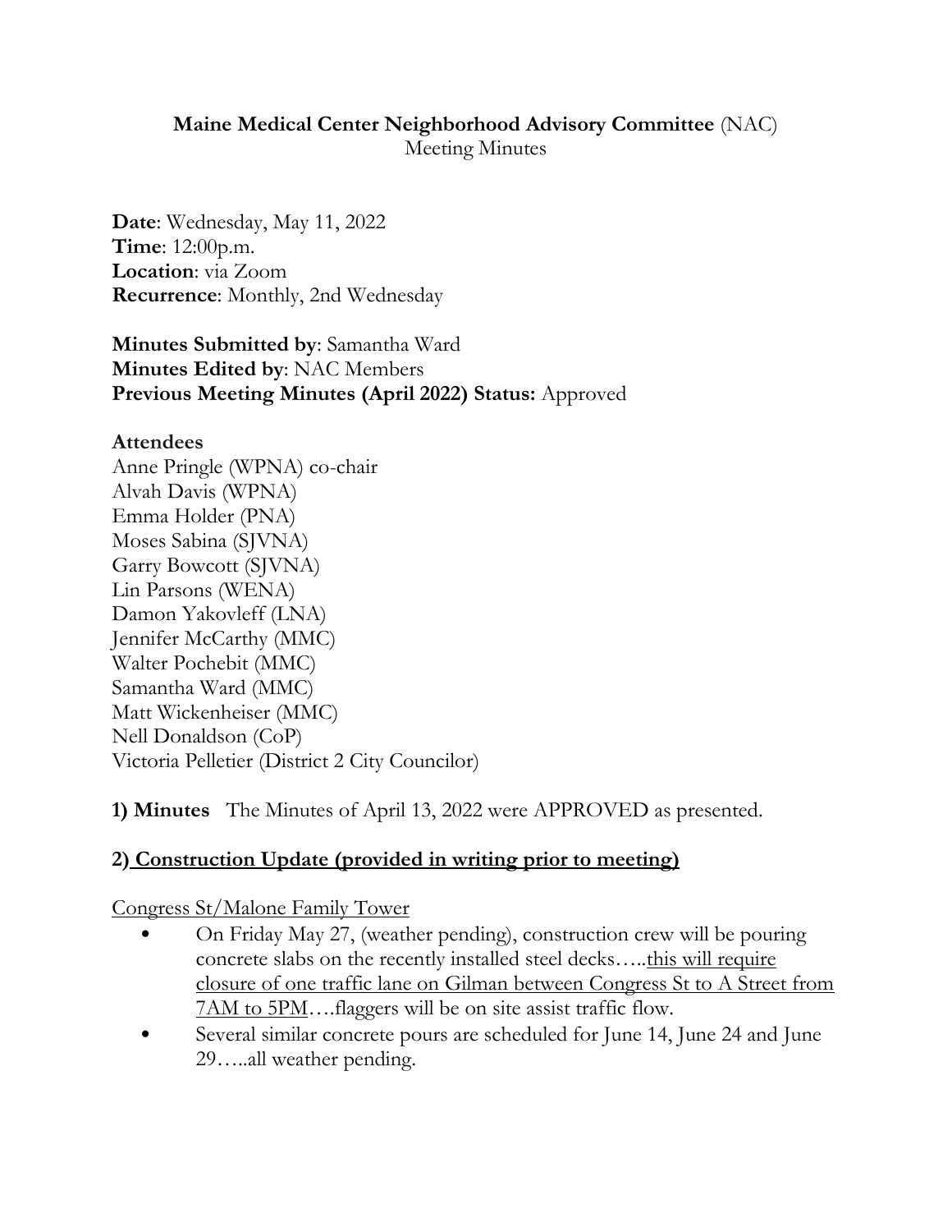# **Maine Medical Center Neighborhood Advisory Committee** (NAC)

Meeting Minutes

**Date**: Wednesday, May 11, 2022
**Time**: 12:00p.m.
**Location**: via Zoom
**Recurrence**: Monthly, 2nd Wednesday

**Minutes Submitted by**: Samantha Ward
**Minutes Edited by**: NAC Members
**Previous Meeting Minutes (April 2022) Status:** Approved

**Attendees**
Anne Pringle (WPNA) co-chair
Alvah Davis (WPNA)
Emma Holder (PNA)
Moses Sabina (SJVNA)
Garry Bowcott (SJVNA)
Lin Parsons (WENA)
Damon Yakovleff (LNA)
Jennifer McCarthy (MMC)
Walter Pochebit (MMC)
Samantha Ward (MMC)
Matt Wickenheiser (MMC)
Nell Donaldson (CoP)
Victoria Pelletier (District 2 City Councilor)

**1) Minutes** The Minutes of April 13, 2022 were APPROVED as presented.

## **2) Construction Update (provided in writing prior to meeting)**

Congress St/Malone Family Tower

- On Friday May 27, (weather pending), construction crew will be pouring concrete slabs on the recently installed steel decks…..this will require closure of one traffic lane on Gilman between Congress St to A Street from 7AM to 5PM….flaggers will be on site assist traffic flow.
- Several similar concrete pours are scheduled for June 14, June 24 and June 29…..all weather pending.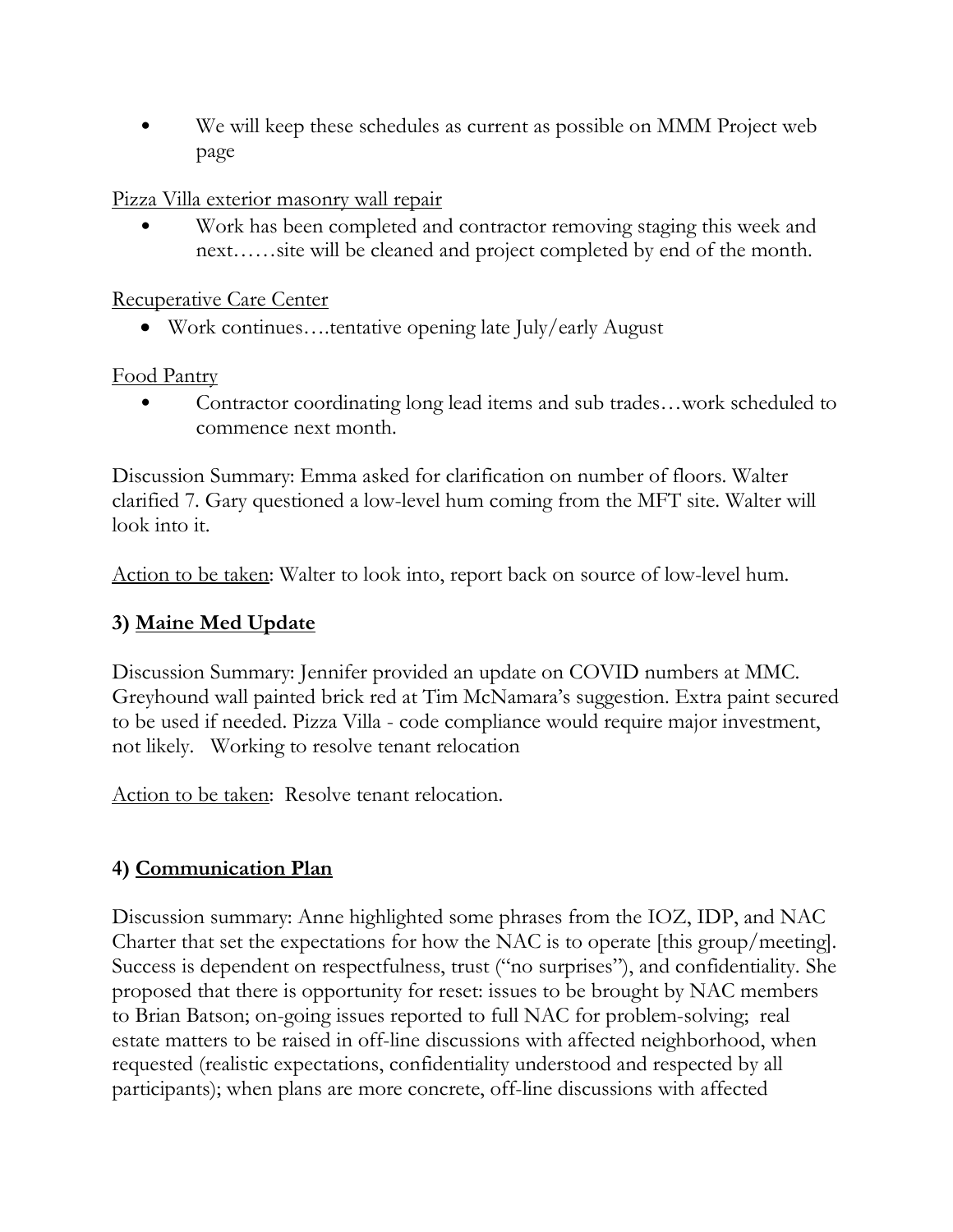- We will keep these schedules as current as possible on MMM Project web page

Pizza Villa exterior masonry wall repair

- Work has been completed and contractor removing staging this week and next……site will be cleaned and project completed by end of the month.

Recuperative Care Center

- Work continues….tentative opening late July/early August

Food Pantry

- Contractor coordinating long lead items and sub trades…work scheduled to commence next month.

Discussion Summary: Emma asked for clarification on number of floors. Walter clarified 7. Gary questioned a low-level hum coming from the MFT site. Walter will look into it.

Action to be taken: Walter to look into, report back on source of low-level hum.

## 3) Maine Med Update

Discussion Summary: Jennifer provided an update on COVID numbers at MMC. Greyhound wall painted brick red at Tim McNamara's suggestion. Extra paint secured to be used if needed. Pizza Villa - code compliance would require major investment, not likely. Working to resolve tenant relocation

Action to be taken: Resolve tenant relocation.

## 4) Communication Plan

Discussion summary: Anne highlighted some phrases from the IOZ, IDP, and NAC Charter that set the expectations for how the NAC is to operate [this group/meeting]. Success is dependent on respectfulness, trust ("no surprises"), and confidentiality. She proposed that there is opportunity for reset: issues to be brought by NAC members to Brian Batson; on-going issues reported to full NAC for problem-solving; real estate matters to be raised in off-line discussions with affected neighborhood, when requested (realistic expectations, confidentiality understood and respected by all participants); when plans are more concrete, off-line discussions with affected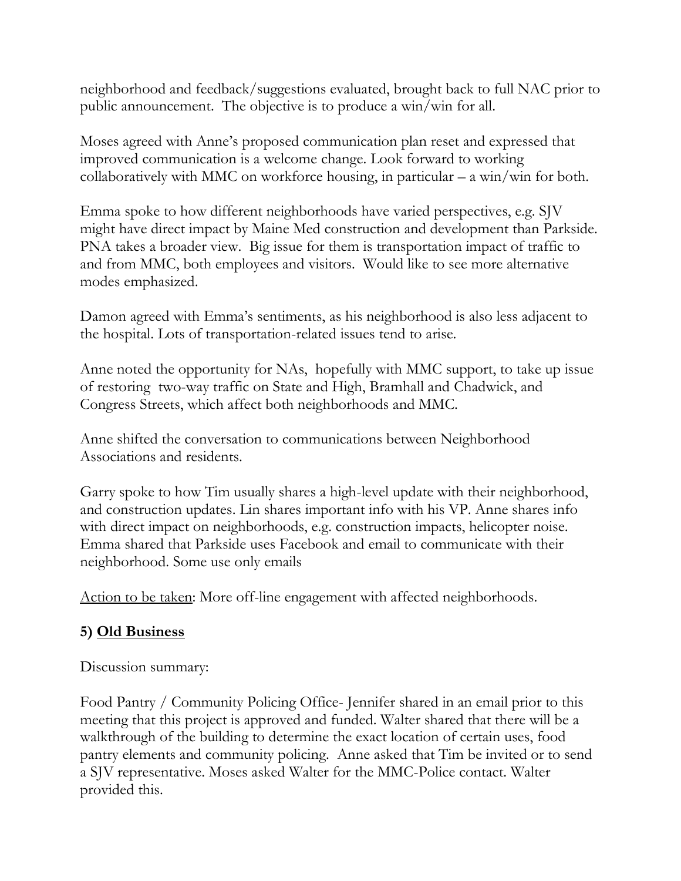neighborhood and feedback/suggestions evaluated, brought back to full NAC prior to public announcement. The objective is to produce a win/win for all.

Moses agreed with Anne's proposed communication plan reset and expressed that improved communication is a welcome change. Look forward to working collaboratively with MMC on workforce housing, in particular – a win/win for both.

Emma spoke to how different neighborhoods have varied perspectives, e.g. SJV might have direct impact by Maine Med construction and development than Parkside. PNA takes a broader view. Big issue for them is transportation impact of traffic to and from MMC, both employees and visitors. Would like to see more alternative modes emphasized.

Damon agreed with Emma's sentiments, as his neighborhood is also less adjacent to the hospital. Lots of transportation-related issues tend to arise.

Anne noted the opportunity for NAs, hopefully with MMC support, to take up issue of restoring two-way traffic on State and High, Bramhall and Chadwick, and Congress Streets, which affect both neighborhoods and MMC.

Anne shifted the conversation to communications between Neighborhood Associations and residents.

Garry spoke to how Tim usually shares a high-level update with their neighborhood, and construction updates. Lin shares important info with his VP. Anne shares info with direct impact on neighborhoods, e.g. construction impacts, helicopter noise. Emma shared that Parkside uses Facebook and email to communicate with their neighborhood. Some use only emails

<u>Action to be taken</u>: More off-line engagement with affected neighborhoods.

## **5) <u>Old Business</u>**

Discussion summary:

Food Pantry / Community Policing Office- Jennifer shared in an email prior to this meeting that this project is approved and funded. Walter shared that there will be a walkthrough of the building to determine the exact location of certain uses, food pantry elements and community policing. Anne asked that Tim be invited or to send a SJV representative. Moses asked Walter for the MMC-Police contact. Walter provided this.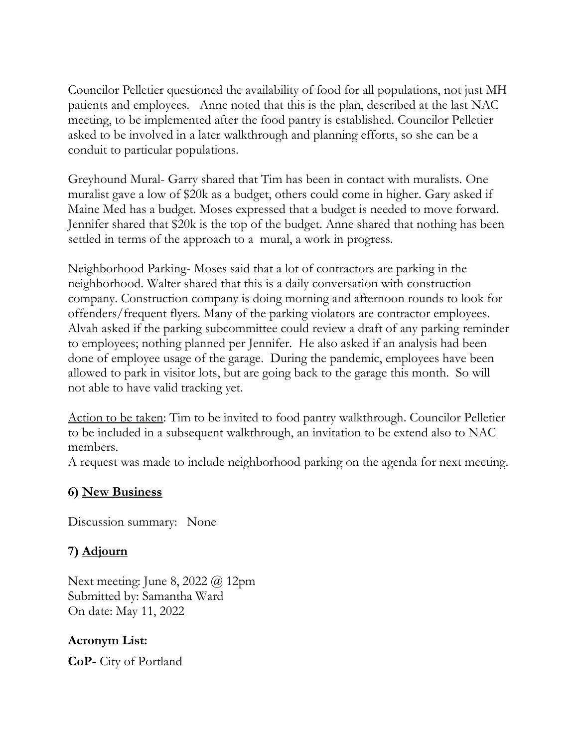Councilor Pelletier questioned the availability of food for all populations, not just MH patients and employees. Anne noted that this is the plan, described at the last NAC meeting, to be implemented after the food pantry is established. Councilor Pelletier asked to be involved in a later walkthrough and planning efforts, so she can be a conduit to particular populations.

Greyhound Mural- Garry shared that Tim has been in contact with muralists. One muralist gave a low of $20k as a budget, others could come in higher. Gary asked if Maine Med has a budget. Moses expressed that a budget is needed to move forward. Jennifer shared that $20k is the top of the budget. Anne shared that nothing has been settled in terms of the approach to a mural, a work in progress.

Neighborhood Parking- Moses said that a lot of contractors are parking in the neighborhood. Walter shared that this is a daily conversation with construction company. Construction company is doing morning and afternoon rounds to look for offenders/frequent flyers. Many of the parking violators are contractor employees. Alvah asked if the parking subcommittee could review a draft of any parking reminder to employees; nothing planned per Jennifer. He also asked if an analysis had been done of employee usage of the garage. During the pandemic, employees have been allowed to park in visitor lots, but are going back to the garage this month. So will not able to have valid tracking yet.

<u>Action to be taken</u>: Tim to be invited to food pantry walkthrough. Councilor Pelletier to be included in a subsequent walkthrough, an invitation to be extend also to NAC members.
A request was made to include neighborhood parking on the agenda for next meeting.

### 6) <u>New Business</u>

Discussion summary: None

### 7) <u>Adjourn</u>

Next meeting: June 8, 2022 @ 12pm
Submitted by: Samantha Ward
On date: May 11, 2022

**Acronym List:**

**CoP-** City of Portland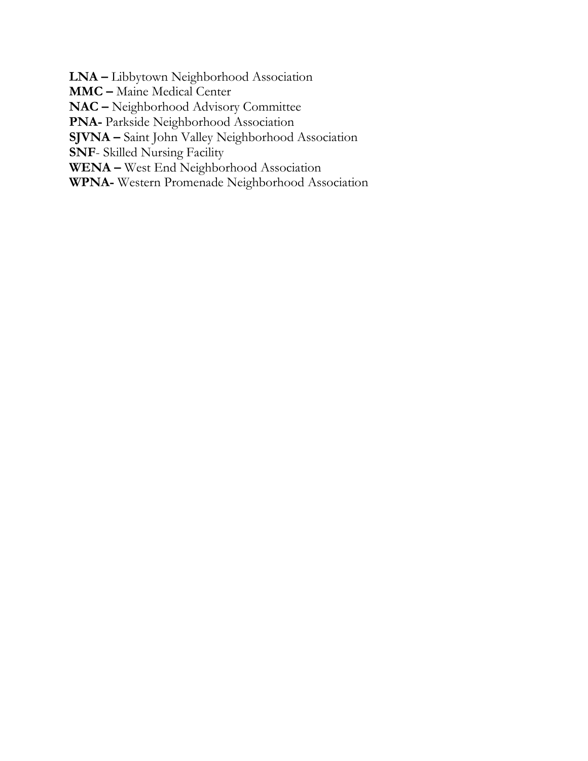**LNA –** Libbytown Neighborhood Association
**MMC –** Maine Medical Center
**NAC –** Neighborhood Advisory Committee
**PNA-** Parkside Neighborhood Association
**SJVNA –** Saint John Valley Neighborhood Association
**SNF**- Skilled Nursing Facility
**WENA –** West End Neighborhood Association
**WPNA-** Western Promenade Neighborhood Association